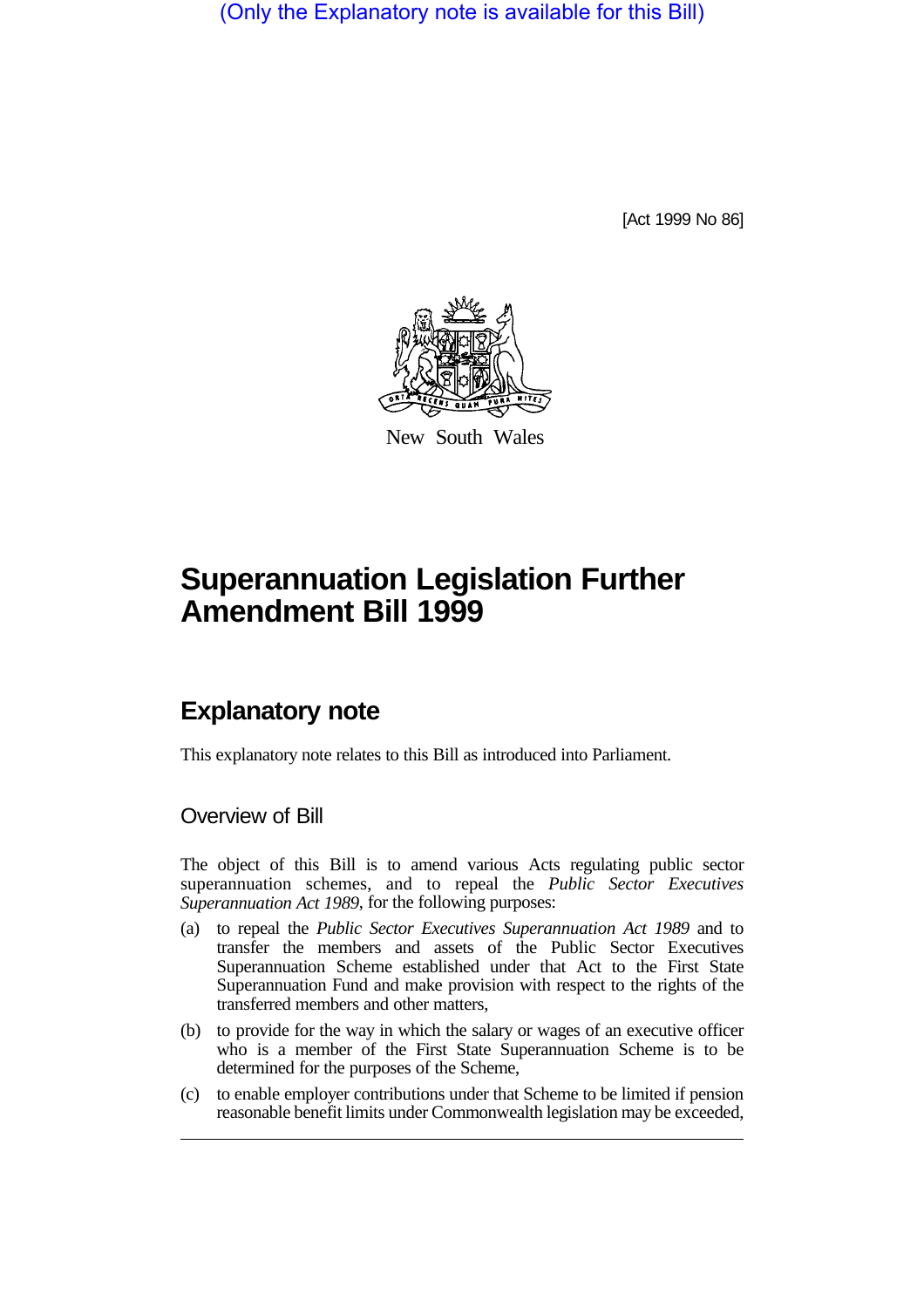(Only the Explanatory note is available for this Bill)

[Act 1999 No 86]

New South Wales

# Superannuation Legislation Further Amendment Bill 1999

## Explanatory note

This explanatory note relates to this Bill as introduced into Parliament.

### Overview of Bill

The object of this Bill is to amend various Acts regulating public sector superannuation schemes, and to repeal the *Public Sector Executives Superannuation Act 1989*, for the following purposes:

(a) to repeal the *Public Sector Executives Superannuation Act 1989* and to transfer the members and assets of the Public Sector Executives Superannuation Scheme established under that Act to the First State Superannuation Fund and make provision with respect to the rights of the transferred members and other matters,

(b) to provide for the way in which the salary or wages of an executive officer who is a member of the First State Superannuation Scheme is to be determined for the purposes of the Scheme,

(c) to enable employer contributions under that Scheme to be limited if pension reasonable benefit limits under Commonwealth legislation may be exceeded,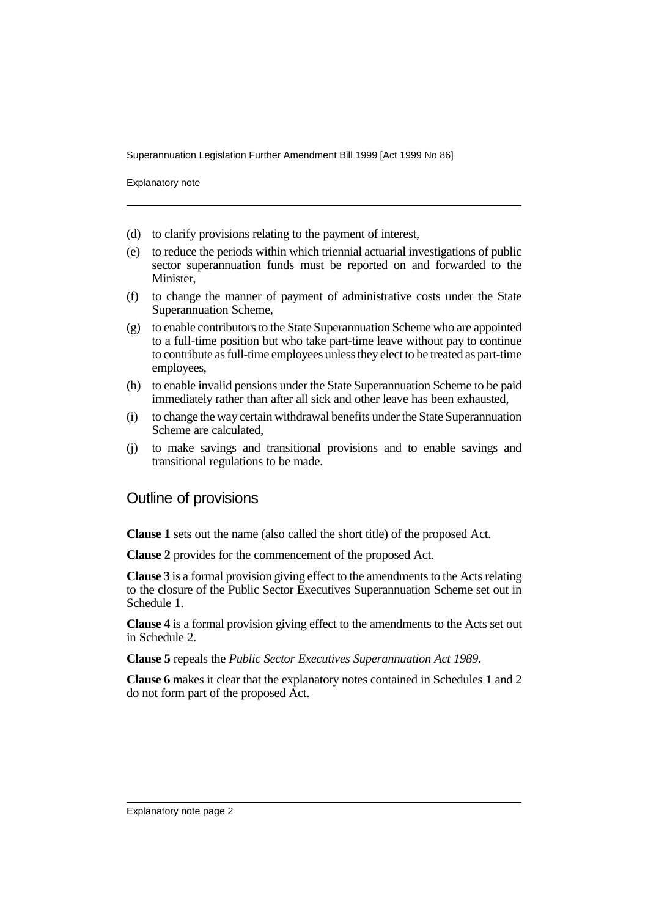(d) to clarify provisions relating to the payment of interest,

(e) to reduce the periods within which triennial actuarial investigations of public sector superannuation funds must be reported on and forwarded to the Minister,

(f) to change the manner of payment of administrative costs under the State Superannuation Scheme,

(g) to enable contributors to the State Superannuation Scheme who are appointed to a full-time position but who take part-time leave without pay to continue to contribute as full-time employees unless they elect to be treated as part-time employees,

(h) to enable invalid pensions under the State Superannuation Scheme to be paid immediately rather than after all sick and other leave has been exhausted,

(i) to change the way certain withdrawal benefits under the State Superannuation Scheme are calculated,

(j) to make savings and transitional provisions and to enable savings and transitional regulations to be made.

## Outline of provisions

**Clause 1** sets out the name (also called the short title) of the proposed Act.

**Clause 2** provides for the commencement of the proposed Act.

**Clause 3** is a formal provision giving effect to the amendments to the Acts relating to the closure of the Public Sector Executives Superannuation Scheme set out in Schedule 1.

**Clause 4** is a formal provision giving effect to the amendments to the Acts set out in Schedule 2.

**Clause 5** repeals the *Public Sector Executives Superannuation Act 1989*.

**Clause 6** makes it clear that the explanatory notes contained in Schedules 1 and 2 do not form part of the proposed Act.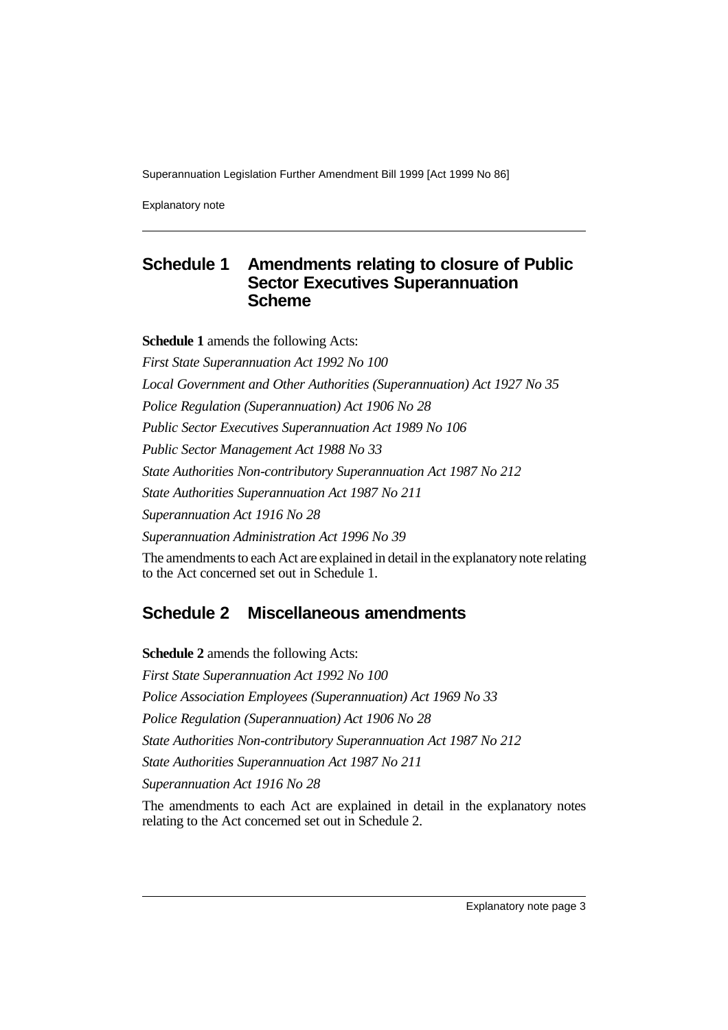## Schedule 1 Amendments relating to closure of Public Sector Executives Superannuation Scheme

**Schedule 1** amends the following Acts:

*First State Superannuation Act 1992 No 100*

*Local Government and Other Authorities (Superannuation) Act 1927 No 35*

*Police Regulation (Superannuation) Act 1906 No 28*

*Public Sector Executives Superannuation Act 1989 No 106*

*Public Sector Management Act 1988 No 33*

*State Authorities Non-contributory Superannuation Act 1987 No 212*

*State Authorities Superannuation Act 1987 No 211*

*Superannuation Act 1916 No 28*

*Superannuation Administration Act 1996 No 39*

The amendments to each Act are explained in detail in the explanatory note relating to the Act concerned set out in Schedule 1.

## Schedule 2 Miscellaneous amendments

**Schedule 2** amends the following Acts:

*First State Superannuation Act 1992 No 100*

*Police Association Employees (Superannuation) Act 1969 No 33*

*Police Regulation (Superannuation) Act 1906 No 28*

*State Authorities Non-contributory Superannuation Act 1987 No 212*

*State Authorities Superannuation Act 1987 No 211*

*Superannuation Act 1916 No 28*

The amendments to each Act are explained in detail in the explanatory notes relating to the Act concerned set out in Schedule 2.